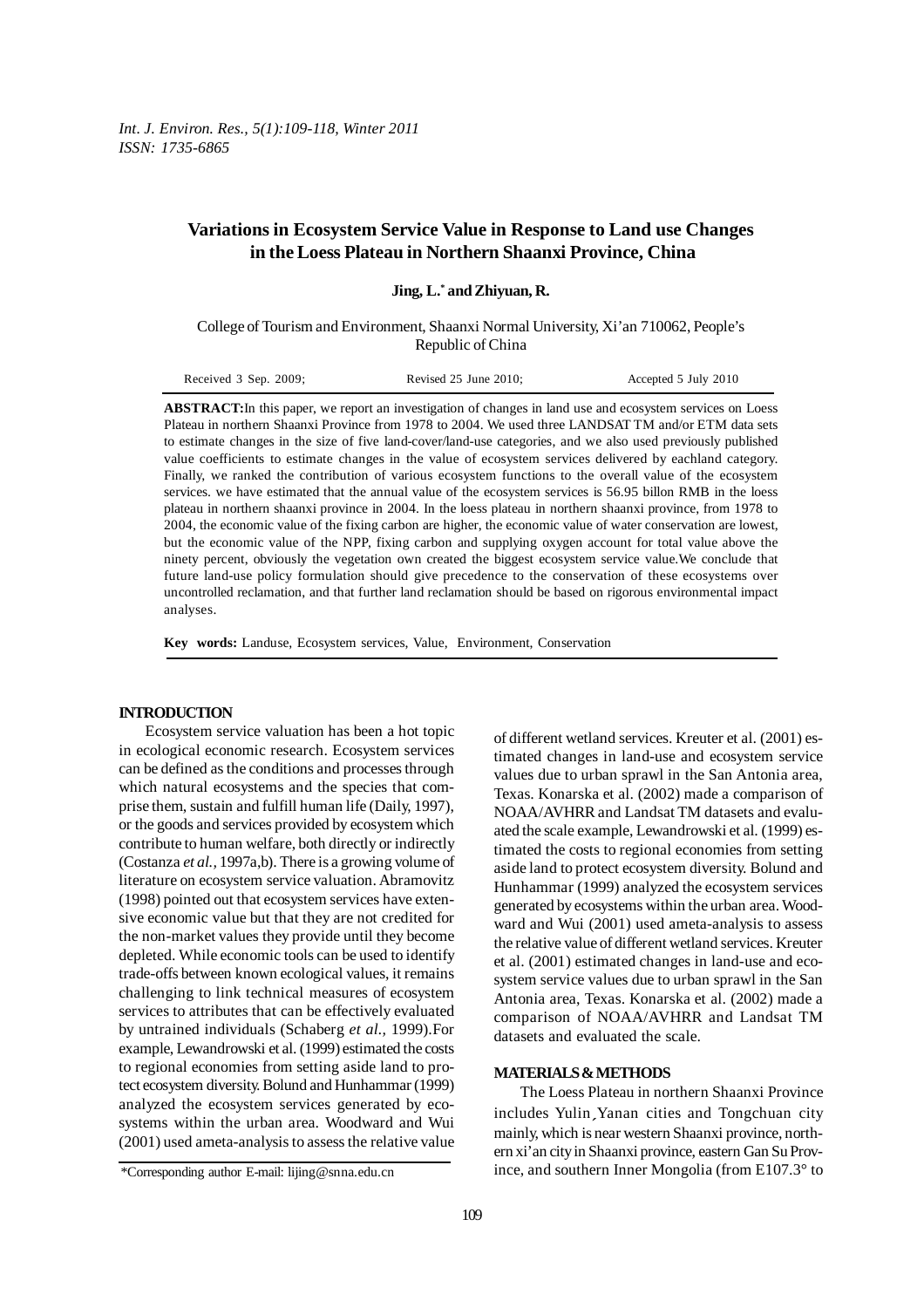# Variations in Ecosystem Service Value in Response to Land use Changes in the Loess Plateau in Northern Shaanxi Province, China

**Jing, L.[*] and Zhiyuan, R.**

College of Tourism and Environment, Shaanxi Normal University, Xi'an 710062, People's Republic of China

Received 3 Sep. 2009; Revised 25 June 2010; Accepted 5 July 2010

**ABSTRACT:** In this paper, we report an investigation of changes in land use and ecosystem services on Loess Plateau in northern Shaanxi Province from 1978 to 2004. We used three LANDSAT TM and/or ETM data sets to estimate changes in the size of five land-cover/land-use categories, and we also used previously published value coefficients to estimate changes in the value of ecosystem services delivered by eachland category. Finally, we ranked the contribution of various ecosystem functions to the overall value of the ecosystem services. we have estimated that the annual value of the ecosystem services is 56.95 billon RMB in the loess plateau in northern shaanxi province in 2004. In the loess plateau in northern shaanxi province, from 1978 to 2004, the economic value of the fixing carbon are higher, the economic value of water conservation are lowest, but the economic value of the NPP, fixing carbon and supplying oxygen account for total value above the ninety percent, obviously the vegetation own created the biggest ecosystem service value.We conclude that future land-use policy formulation should give precedence to the conservation of these ecosystems over uncontrolled reclamation, and that further land reclamation should be based on rigorous environmental impact analyses.

**Key words:** Landuse, Ecosystem services, Value, Environment, Conservation

## INTRODUCTION

Ecosystem service valuation has been a hot topic in ecological economic research. Ecosystem services can be defined as the conditions and processes through which natural ecosystems and the species that comprise them, sustain and fulfill human life (Daily, 1997), or the goods and services provided by ecosystem which contribute to human welfare, both directly or indirectly (Costanza *et al.*, 1997a,b). There is a growing volume of literature on ecosystem service valuation. Abramovitz (1998) pointed out that ecosystem services have extensive economic value but that they are not credited for the non-market values they provide until they become depleted. While economic tools can be used to identify trade-offs between known ecological values, it remains challenging to link technical measures of ecosystem services to attributes that can be effectively evaluated by untrained individuals (Schaberg *et al.*, 1999).For example, Lewandrowski et al. (1999) estimated the costs to regional economies from setting aside land to protect ecosystem diversity. Bolund and Hunhammar (1999) analyzed the ecosystem services generated by ecosystems within the urban area. Woodward and Wui (2001) used ameta-analysis to assess the relative value of different wetland services. Kreuter et al. (2001) estimated changes in land-use and ecosystem service values due to urban sprawl in the San Antonia area, Texas. Konarska et al. (2002) made a comparison of NOAA/AVHRR and Landsat TM datasets and evaluated the scale example, Lewandrowski et al. (1999) estimated the costs to regional economies from setting aside land to protect ecosystem diversity. Bolund and Hunhammar (1999) analyzed the ecosystem services generated by ecosystems within the urban area. Woodward and Wui (2001) used ameta-analysis to assess the relative value of different wetland services. Kreuter et al. (2001) estimated changes in land-use and ecosystem service values due to urban sprawl in the San Antonia area, Texas. Konarska et al. (2002) made a comparison of NOAA/AVHRR and Landsat TM datasets and evaluated the scale.

## MATERIALS & METHODS

The Loess Plateau in northern Shaanxi Province includes Yulin、Yanan cities and Tongchuan city mainly, which is near western Shaanxi province, northern xi'an city in Shaanxi province, eastern Gan Su Province, and southern Inner Mongolia (from E107.3° to

*Corresponding author E-mail: lijing@snna.edu.cn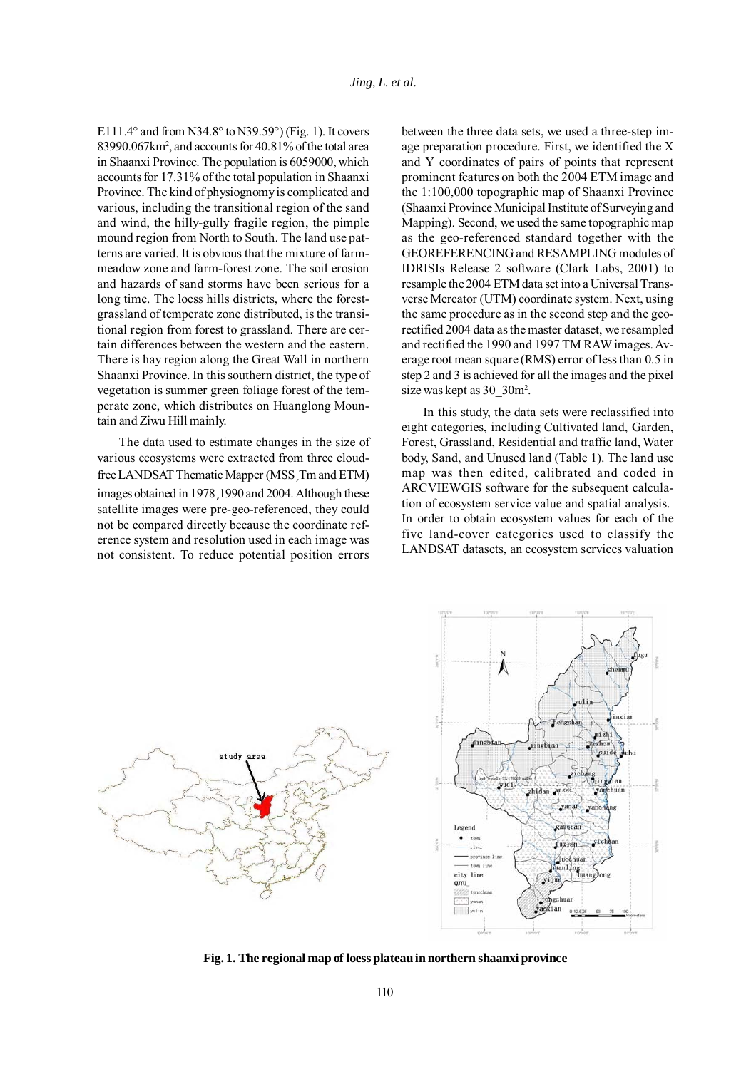E111.4° and from N34.8° to N39.59°) (Fig. 1). It covers 83990.067km$^2$, and accounts for 40.81% of the total area in Shaanxi Province. The population is 6059000, which accounts for 17.31% of the total population in Shaanxi Province. The kind of physiognomy is complicated and various, including the transitional region of the sand and wind, the hilly-gully fragile region, the pimple mound region from North to South. The land use patterns are varied. It is obvious that the mixture of farm-meadow zone and farm-forest zone. The soil erosion and hazards of sand storms have been serious for a long time. The loess hills districts, where the forest-grassland of temperate zone distributed, is the transitional region from forest to grassland. There are certain differences between the western and the eastern. There is hay region along the Great Wall in northern Shaanxi Province. In this southern district, the type of vegetation is summer green foliage forest of the temperate zone, which distributes on Huanglong Mountain and Ziwu Hill mainly.

The data used to estimate changes in the size of various ecosystems were extracted from three cloud-free LANDSAT Thematic Mapper (MSS¸Tm and ETM) images obtained in 1978¸1990 and 2004. Although these satellite images were pre-geo-referenced, they could not be compared directly because the coordinate reference system and resolution used in each image was not consistent. To reduce potential position errors between the three data sets, we used a three-step image preparation procedure. First, we identified the X and Y coordinates of pairs of points that represent prominent features on both the 2004 ETM image and the 1:100,000 topographic map of Shaanxi Province (Shaanxi Province Municipal Institute of Surveying and Mapping). Second, we used the same topographic map as the geo-referenced standard together with the GEOREFERENCING and RESAMPLING modules of IDRISIs Release 2 software (Clark Labs, 2001) to resample the 2004 ETM data set into a Universal Transverse Mercator (UTM) coordinate system. Next, using the same procedure as in the second step and the geo-rectified 2004 data as the master dataset, we resampled and rectified the 1990 and 1997 TM RAW images. Average root mean square (RMS) error of less than 0.5 in step 2 and 3 is achieved for all the images and the pixel size was kept as 30_30m$^2$.

In this study, the data sets were reclassified into eight categories, including Cultivated land, Garden, Forest, Grassland, Residential and traffic land, Water body, Sand, and Unused land (Table 1). The land use map was then edited, calibrated and coded in ARCVIEWGIS software for the subsequent calculation of ecosystem service value and spatial analysis. In order to obtain ecosystem values for each of the five land-cover categories used to classify the LANDSAT datasets, an ecosystem services valuation

**Fig. 1. The regional map of loess plateau in northern shaanxi province**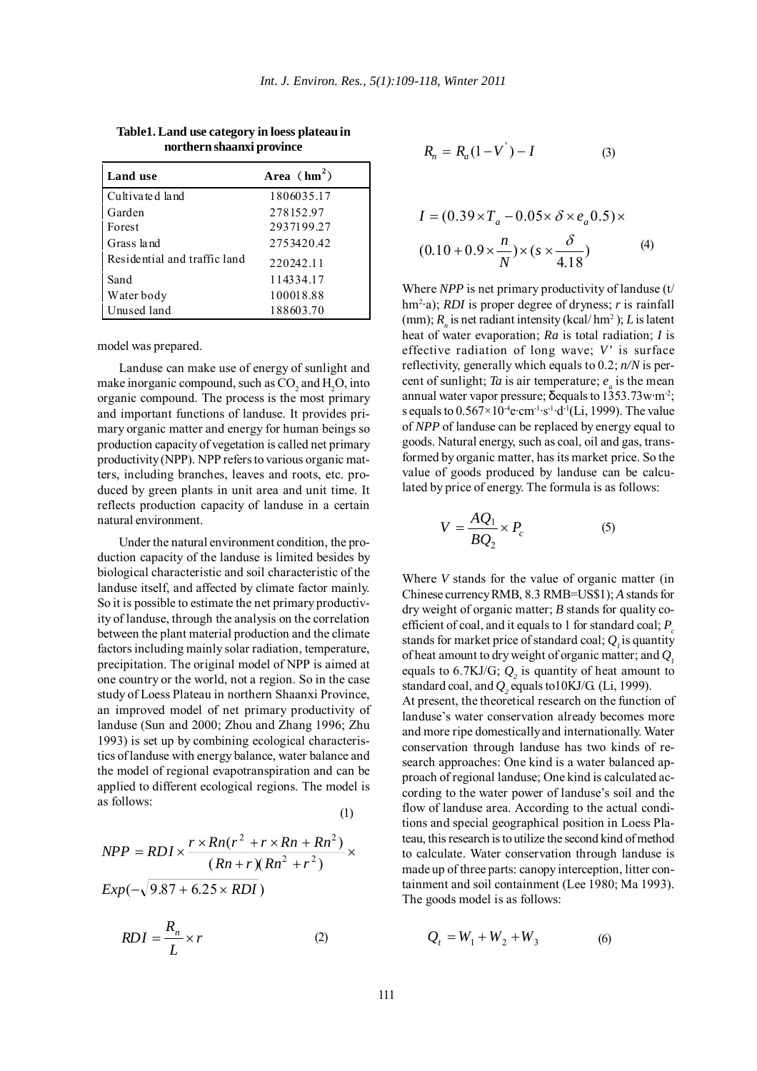**Table1. Land use category in loess plateau in northern shaanxi province**

| Land use | Area（$hm^2$） |
|---|---|
| Cultivated land | 1806035.17 |
| Garden | 278152.97 |
| Forest | 2937199.27 |
| Grass land | 2753420.42 |
| Residential and traffic land | 220242.11 |
| Sand | 114334.17 |
| Water body | 100018.88 |
| Unused land | 188603.70 |

model was prepared.

Landuse can make use of energy of sunlight and make inorganic compound, such as $CO_2$ and $H_2O$, into organic compound. The process is the most primary and important functions of landuse. It provides primary organic matter and energy for human beings so production capacity of vegetation is called net primary productivity (NPP). NPP refers to various organic matters, including branches, leaves and roots, etc. produced by green plants in unit area and unit time. It reflects production capacity of landuse in a certain natural environment.

Under the natural environment condition, the production capacity of the landuse is limited besides by biological characteristic and soil characteristic of the landuse itself, and affected by climate factor mainly. So it is possible to estimate the net primary productivity of landuse, through the analysis on the correlation between the plant material production and the climate factors including mainly solar radiation, temperature, precipitation. The original model of NPP is aimed at one country or the world, not a region. So in the case study of Loess Plateau in northern Shaanxi Province, an improved model of net primary productivity of landuse (Sun and 2000; Zhou and Zhang 1996; Zhu 1993) is set up by combining ecological characteristics of landuse with energy balance, water balance and the model of regional evapotranspiration and can be applied to different ecological regions. The model is as follows:

$$NPP = RDI \times \frac{r \times Rn(r^2 + r \times Rn + Rn^2)}{(Rn + r)(Rn^2 + r^2)} \times Exp(-\sqrt{9.87 + 6.25 \times RDI}) \quad (1)$$

$$RDI = \frac{R_n}{L} \times r \quad (2)$$

$$R_n = R_a(1 - V') - I \quad (3)$$

$$I = (0.39 \times T_a - 0.05 \times \delta \times e_a 0.5) \times (0.10 + 0.9 \times \frac{n}{N}) \times (s \times \frac{\delta}{4.18}) \quad (4)$$

Where *NPP* is net primary productivity of landuse (t/$hm^2 \cdot a$); *RDI* is proper degree of dryness; *r* is rainfall (mm); $R_n$ is net radiant intensity (kcal/ $hm^2$ ); *L* is latent heat of water evaporation; *Ra* is total radiation; *I* is effective radiation of long wave; *V'* is surface reflectivity, generally which equals to 0.2; *n/N* is percent of sunlight; *Ta* is air temperature; $e_a$ is the mean annual water vapor pressure; δequals to 1353.73w·$m^{-2}$; s equals to $0.567 \times 10^{-4}$e·$cm^{-1} \cdot s^{-1} \cdot d^{-1}$(Li, 1999). The value of *NPP* of landuse can be replaced by energy equal to goods. Natural energy, such as coal, oil and gas, transformed by organic matter, has its market price. So the value of goods produced by landuse can be calculated by price of energy. The formula is as follows:

$$V = \frac{AQ_1}{BQ_2} \times P_c \quad (5)$$

Where *V* stands for the value of organic matter (in Chinese currency RMB, 8.3 RMB=US$1); *A* stands for dry weight of organic matter; *B* stands for quality coefficient of coal, and it equals to 1 for standard coal; $P_c$ stands for market price of standard coal; $Q_1$ is quantity of heat amount to dry weight of organic matter; and $Q_1$ equals to 6.7KJ/G; $Q_2$ is quantity of heat amount to standard coal, and $Q_2$ equals to10KJ/G. (Li, 1999).

At present, the theoretical research on the function of landuse's water conservation already becomes more and more ripe domestically and internationally. Water conservation through landuse has two kinds of research approaches: One kind is a water balanced approach of regional landuse; One kind is calculated according to the water power of landuse's soil and the flow of landuse area. According to the actual conditions and special geographical position in Loess Plateau, this research is to utilize the second kind of method to calculate. Water conservation through landuse is made up of three parts: canopy interception, litter containment and soil containment (Lee 1980; Ma 1993). The goods model is as follows:

$$Q_t = W_1 + W_2 + W_3 \quad (6)$$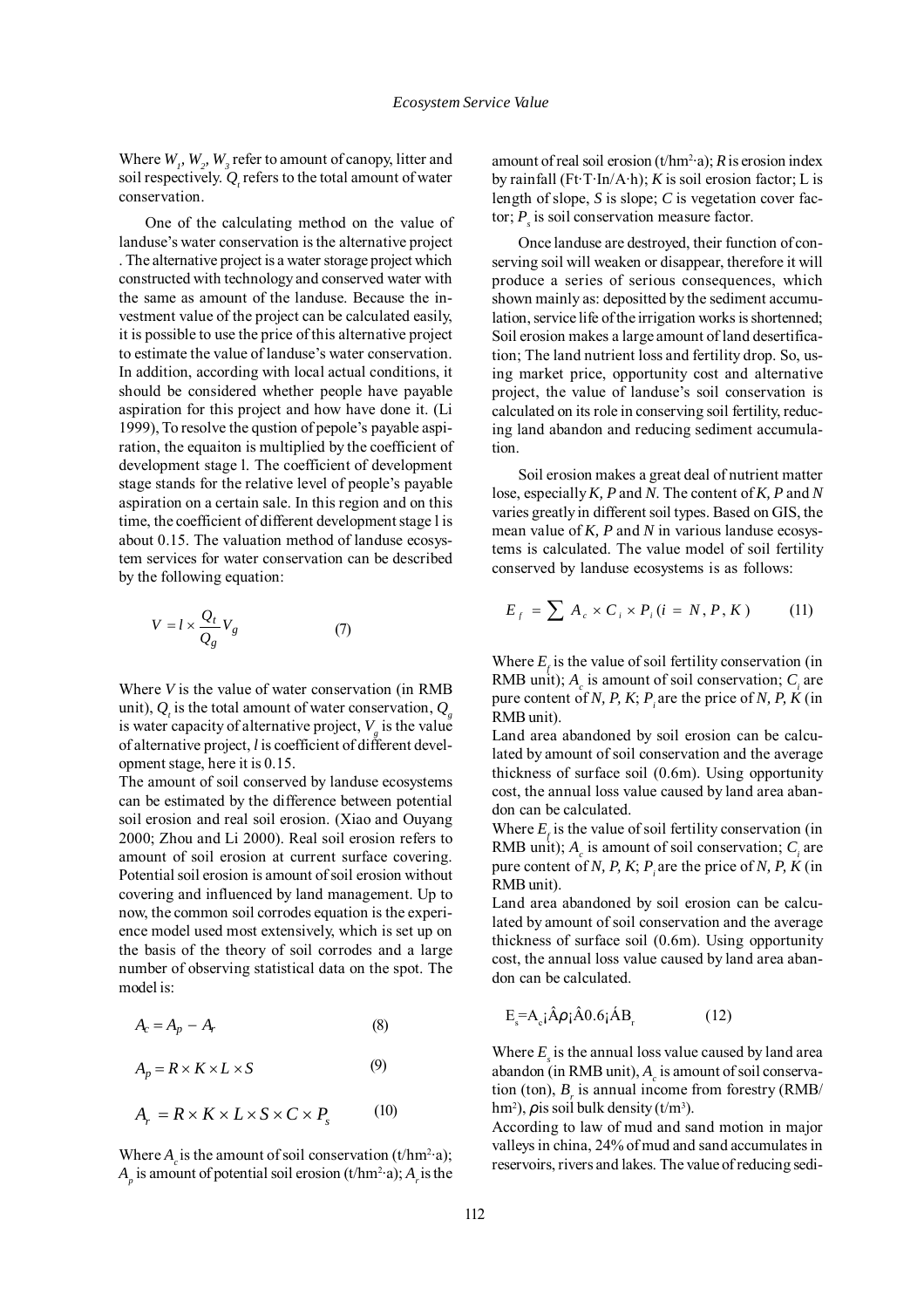Where $W_1$, $W_2$, $W_3$ refer to amount of canopy, litter and soil respectively. $Q_t$ refers to the total amount of water conservation.

One of the calculating method on the value of landuse's water conservation is the alternative project . The alternative project is a water storage project which constructed with technology and conserved water with the same as amount of the landuse. Because the investment value of the project can be calculated easily, it is possible to use the price of this alternative project to estimate the value of landuse's water conservation. In addition, according with local actual conditions, it should be considered whether people have payable aspiration for this project and how have done it. (Li 1999), To resolve the qustion of pepole's payable aspiration, the equaiton is multiplied by the coefficient of development stage l. The coefficient of development stage stands for the relative level of people's payable aspiration on a certain sale. In this region and on this time, the coefficient of different development stage l is about 0.15. The valuation method of landuse ecosystem services for water conservation can be described by the following equation:

$$V = l \times \frac{Q_t}{Q_g} V_g \qquad (7)$$

Where $V$ is the value of water conservation (in RMB unit), $Q_t$ is the total amount of water conservation, $Q_g$ is water capacity of alternative project, $V_g$ is the value of alternative project, $l$ is coefficient of different development stage, here it is 0.15.

The amount of soil conserved by landuse ecosystems can be estimated by the difference between potential soil erosion and real soil erosion. (Xiao and Ouyang 2000; Zhou and Li 2000). Real soil erosion refers to amount of soil erosion at current surface covering. Potential soil erosion is amount of soil erosion without covering and influenced by land management. Up to now, the common soil corrodes equation is the experience model used most extensively, which is set up on the basis of the theory of soil corrodes and a large number of observing statistical data on the spot. The model is:

$$A_c = A_p - A_r \qquad (8)$$

$$A_p = R \times K \times L \times S \qquad (9)$$

$$A_r = R \times K \times L \times S \times C \times P_s \qquad (10)$$

Where $A_c$ is the amount of soil conservation (t/hm$^2$·a); $A_p$ is amount of potential soil erosion (t/hm$^2$·a); $A_r$ is the amount of real soil erosion (t/hm$^2$·a); $R$ is erosion index by rainfall (Ft·T·In/A·h); $K$ is soil erosion factor; L is length of slope, $S$ is slope; $C$ is vegetation cover factor; $P_s$ is soil conservation measure factor.

Once landuse are destroyed, their function of conserving soil will weaken or disappear, therefore it will produce a series of serious consequences, which shown mainly as: depositted by the sediment accumulation, service life of the irrigation works is shortenned; Soil erosion makes a large amount of land desertification; The land nutrient loss and fertility drop. So, using market price, opportunity cost and alternative project, the value of landuse's soil conservation is calculated on its role in conserving soil fertility, reducing land abandon and reducing sediment accumulation.

Soil erosion makes a great deal of nutrient matter lose, especially *K, P* and *N*. The content of *K, P* and *N* varies greatly in different soil types. Based on GIS, the mean value of *K, P* and *N* in various landuse ecosystems is calculated. The value model of soil fertility conserved by landuse ecosystems is as follows:

$$E_f = \sum A_c \times C_i \times P_i \, (i = N, P, K) \qquad (11)$$

Where $E_f$ is the value of soil fertility conservation (in RMB unit); $A_c$ is amount of soil conservation; $C_i$ are pure content of *N, P, K*; $P_i$ are the price of *N, P, K* (in RMB unit).

Land area abandoned by soil erosion can be calculated by amount of soil conservation and the average thickness of surface soil (0.6m). Using opportunity cost, the annual loss value caused by land area abandon can be calculated.

Where $E_f$ is the value of soil fertility conservation (in RMB unit); $A_c$ is amount of soil conservation; $C_i$ are pure content of *N, P, K*; $P_i$ are the price of *N, P, K* (in RMB unit).

Land area abandoned by soil erosion can be calculated by amount of soil conservation and the average thickness of surface soil (0.6m). Using opportunity cost, the annual loss value caused by land area abandon can be calculated.

$$E_s = A_c ¡Â\rho¡Â0.6¡ÁB_r \qquad (12)$$

Where $E_s$ is the annual loss value caused by land area abandon (in RMB unit), $A_c$ is amount of soil conservation (ton), $B_r$ is annual income from forestry (RMB/hm$^2$), $\rho$ is soil bulk density (t/m$^3$).

According to law of mud and sand motion in major valleys in china, 24% of mud and sand accumulates in reservoirs, rivers and lakes. The value of reducing sedi-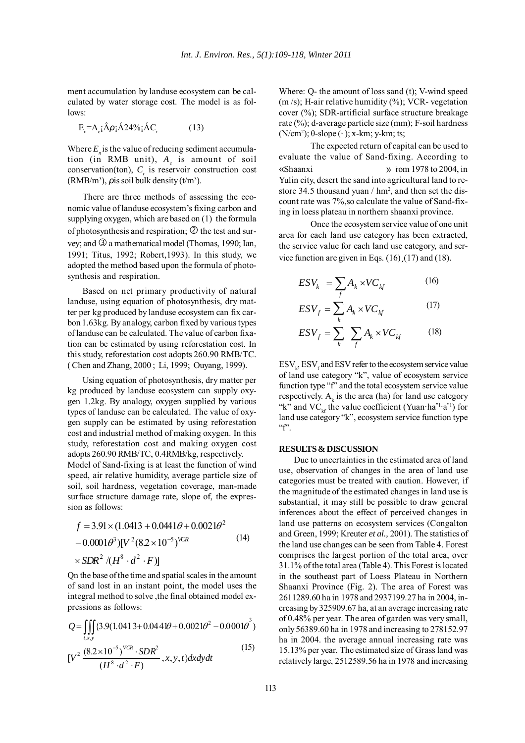ment accumulation by landuse ecosystem can be calculated by water storage cost. The model is as follows:

$$E_n = A_c ¡Â\rho¡Á24\%¡ÁC_r \quad (13)$$

Where $E_n$ is the value of reducing sediment accumulation (in RMB unit), $A_c$ is amount of soil conservation(ton), $C_r$ is reservoir construction cost (RMB/m$^3$), $\rho$is soil bulk density (t/m$^3$).

There are three methods of assessing the economic value of landuse ecosystem's fixing carbon and supplying oxygen, which are based on (1) the formula of photosynthesis and respiration; ② the test and survey; and ③ a mathematical model (Thomas, 1990; Ian, 1991; Titus, 1992; Robert,1993). In this study, we adopted the method based upon the formula of photosynthesis and respiration.

Based on net primary productivity of natural landuse, using equation of photosynthesis, dry matter per kg produced by landuse ecosystem can fix carbon 1.63kg. By analogy, carbon fixed by various types of landuse can be calculated. The value of carbon fixation can be estimated by using reforestation cost. In this study, reforestation cost adopts 260.90 RMB/TC. ( Chen and Zhang, 2000 ; Li, 1999; Ouyang, 1999).

Using equation of photosynthesis, dry matter per kg produced by landuse ecosystem can supply oxygen 1.2kg. By analogy, oxygen supplied by various types of landuse can be calculated. The value of oxygen supply can be estimated by using reforestation cost and industrial method of making oxygen. In this study, reforestation cost and making oxygen cost adopts 260.90 RMB/TC, 0.4RMB/kg, respectively.

Model of Sand-fixing is at least the function of wind speed, air relative humidity, average particle size of soil, soil hardness, vegetation coverage, man-made surface structure damage rate, slope of, the expression as follows:

$$f = 3.91 \times (1.0413 + 0.0441\theta + 0.0021\theta^2 - 0.0001\theta^3)[V^2(8.2 \times 10^{-5})^{VCR} \times SDR^2 / (H^8 \cdot d^2 \cdot F)] \quad (14)$$

Qn the base of the time and spatial scales in the amount of sand lost in an instant point, the model uses the integral method to solve ,the final obtained model expressions as follows:

$$Q = \iiint_{t,x,y} \{3.9(1.0413 + 0.0441\theta + 0.0021\theta^2 - 0.0001\theta^3)[V^2 \frac{(8.2 \times 10^{-5})^{VCR} \cdot SDR^2}{(H^8 \cdot d^2 \cdot F)}, x, y, t\} dxdydt \quad (15)$$

Where: Q- the amount of loss sand (t); V-wind speed (m /s); H-air relative humidity (%); VCR- vegetation cover (%); SDR-artificial surface structure breakage rate (%); d-average particle size (mm); F-soil hardness (N/cm$^2$); θ-slope (◦); x-km; y-km; ts;

The expected return of capital can be used to evaluate the value of Sand-fixing. According to «Shaanxi » rom 1978 to 2004, in Yulin city, desert the sand into agricultural land to restore 34.5 thousand yuan / hm$^2$, and then set the discount rate was 7%,so calculate the value of Sand-fixing in loess plateau in northern shaanxi province.

Once the ecosystem service value of one unit area for each land use category has been extracted, the service value for each land use category, and service function are given in Eqs. (16)¸(17) and (18).

$$ESV_k = \sum_f A_k \times VC_{kf} \quad (16)$$

$$ESV_f = \sum_k A_k \times VC_{kf} \quad (17)$$

$$ESV_f = \sum_k \sum_f A_k \times VC_{kf} \quad (18)$$

$ESV_k$, $ESV_f$ and ESV refer to the ecosystem service value of land use category "k", value of ecosystem service function type "f" and the total ecosystem service value respectively. $A_k$ is the area (ha) for land use category "k" and $VC_{kf}$ the value coefficient (Yuan·ha$^{-1}$·a$^{-1}$) for land use category "k", ecosystem service function type "f".

## RESULTS & DISCUSSION

Due to uncertainties in the estimated area of land use, observation of changes in the area of land use categories must be treated with caution. However, if the magnitude of the estimated changes in land use is substantial, it may still be possible to draw general inferences about the effect of perceived changes in land use patterns on ecosystem services (Congalton and Green, 1999; Kreuter *et al.,* 2001). The statistics of the land use changes can be seen from Table 4. Forest comprises the largest portion of the total area, over 31.1% of the total area (Table 4). This Forest is located in the southeast part of Loess Plateau in Northern Shaanxi Province (Fig. 2). The area of Forest was 2611289.60 ha in 1978 and 2937199.27 ha in 2004, increasing by 325909.67 ha, at an average increasing rate of 0.48% per year. The area of garden was very small, only 56389.60 ha in 1978 and increasing to 278152.97 ha in 2004. the average annual increasing rate was 15.13% per year. The estimated size of Grass land was relatively large, 2512589.56 ha in 1978 and increasing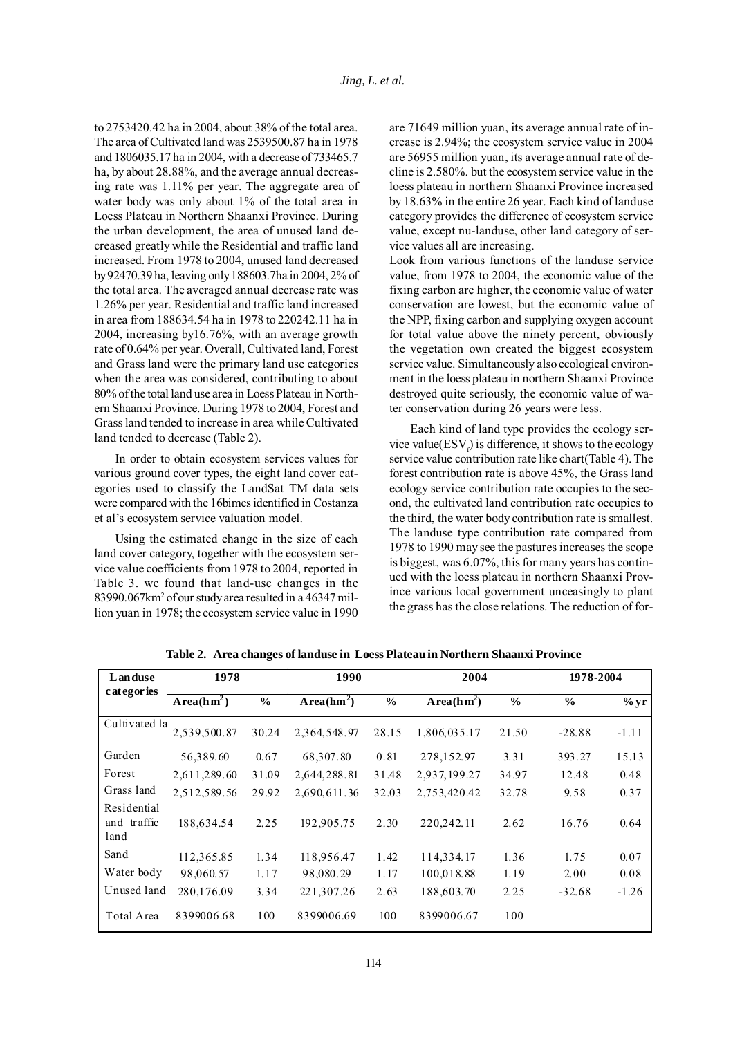to 2753420.42 ha in 2004, about 38% of the total area. The area of Cultivated land was 2539500.87 ha in 1978 and 1806035.17 ha in 2004, with a decrease of 733465.7 ha, by about 28.88%, and the average annual decreasing rate was 1.11% per year. The aggregate area of water body was only about 1% of the total area in Loess Plateau in Northern Shaanxi Province. During the urban development, the area of unused land decreased greatly while the Residential and traffic land increased. From 1978 to 2004, unused land decreased by 92470.39 ha, leaving only 188603.7ha in 2004, 2% of the total area. The averaged annual decrease rate was 1.26% per year. Residential and traffic land increased in area from 188634.54 ha in 1978 to 220242.11 ha in 2004, increasing by16.76%, with an average growth rate of 0.64% per year. Overall, Cultivated land, Forest and Grass land were the primary land use categories when the area was considered, contributing to about 80% of the total land use area in Loess Plateau in Northern Shaanxi Province. During 1978 to 2004, Forest and Grass land tended to increase in area while Cultivated land tended to decrease (Table 2).

In order to obtain ecosystem services values for various ground cover types, the eight land cover categories used to classify the LandSat TM data sets were compared with the 16bimes identified in Costanza et al's ecosystem service valuation model.

Using the estimated change in the size of each land cover category, together with the ecosystem service value coefficients from 1978 to 2004, reported in Table 3. we found that land-use changes in the 83990.067km² of our study area resulted in a 46347 million yuan in 1978; the ecosystem service value in 1990 are 71649 million yuan, its average annual rate of increase is 2.94%; the ecosystem service value in 2004 are 56955 million yuan, its average annual rate of decline is 2.580%. but the ecosystem service value in the loess plateau in northern Shaanxi Province increased by 18.63% in the entire 26 year. Each kind of landuse category provides the difference of ecosystem service value, except nu-landuse, other land category of service values all are increasing.

Look from various functions of the landuse service value, from 1978 to 2004, the economic value of the fixing carbon are higher, the economic value of water conservation are lowest, but the economic value of the NPP, fixing carbon and supplying oxygen account for total value above the ninety percent, obviously the vegetation own created the biggest ecosystem service value. Simultaneously also ecological environment in the loess plateau in northern Shaanxi Province destroyed quite seriously, the economic value of water conservation during 26 years were less.

Each kind of land type provides the ecology service value($ESV_f$) is difference, it shows to the ecology service value contribution rate like chart(Table 4). The forest contribution rate is above 45%, the Grass land ecology service contribution rate occupies to the second, the cultivated land contribution rate occupies to the third, the water body contribution rate is smallest. The landuse type contribution rate compared from 1978 to 1990 may see the pastures increases the scope is biggest, was 6.07%, this for many years has continued with the loess plateau in northern Shaanxi Province various local government unceasingly to plant the grass has the close relations. The reduction of for-

**Table 2. Area changes of landuse in Loess Plateau in Northern Shaanxi Province**

| Landuse categories | 1978 | | 1990 | | 2004 | | 1978-2004 | |
|---|---|---|---|---|---|---|---|---|
| | Area(hm²) | % | Area(hm²) | % | Area(hm²) | % | % | % yr |
| Cultivated la | 2,539,500.87 | 30.24 | 2,364,548.97 | 28.15 | 1,806,035.17 | 21.50 | -28.88 | -1.11 |
| Garden | 56,389.60 | 0.67 | 68,307.80 | 0.81 | 278,152.97 | 3.31 | 393.27 | 15.13 |
| Forest | 2,611,289.60 | 31.09 | 2,644,288.81 | 31.48 | 2,937,199.27 | 34.97 | 12.48 | 0.48 |
| Grass land | 2,512,589.56 | 29.92 | 2,690,611.36 | 32.03 | 2,753,420.42 | 32.78 | 9.58 | 0.37 |
| Residential and traffic land | 188,634.54 | 2.25 | 192,905.75 | 2.30 | 220,242.11 | 2.62 | 16.76 | 0.64 |
| Sand | 112,365.85 | 1.34 | 118,956.47 | 1.42 | 114,334.17 | 1.36 | 1.75 | 0.07 |
| Water body | 98,060.57 | 1.17 | 98,080.29 | 1.17 | 100,018.88 | 1.19 | 2.00 | 0.08 |
| Unused land | 280,176.09 | 3.34 | 221,307.26 | 2.63 | 188,603.70 | 2.25 | -32.68 | -1.26 |
| Total Area | 8399006.68 | 100 | 8399006.69 | 100 | 8399006.67 | 100 | | |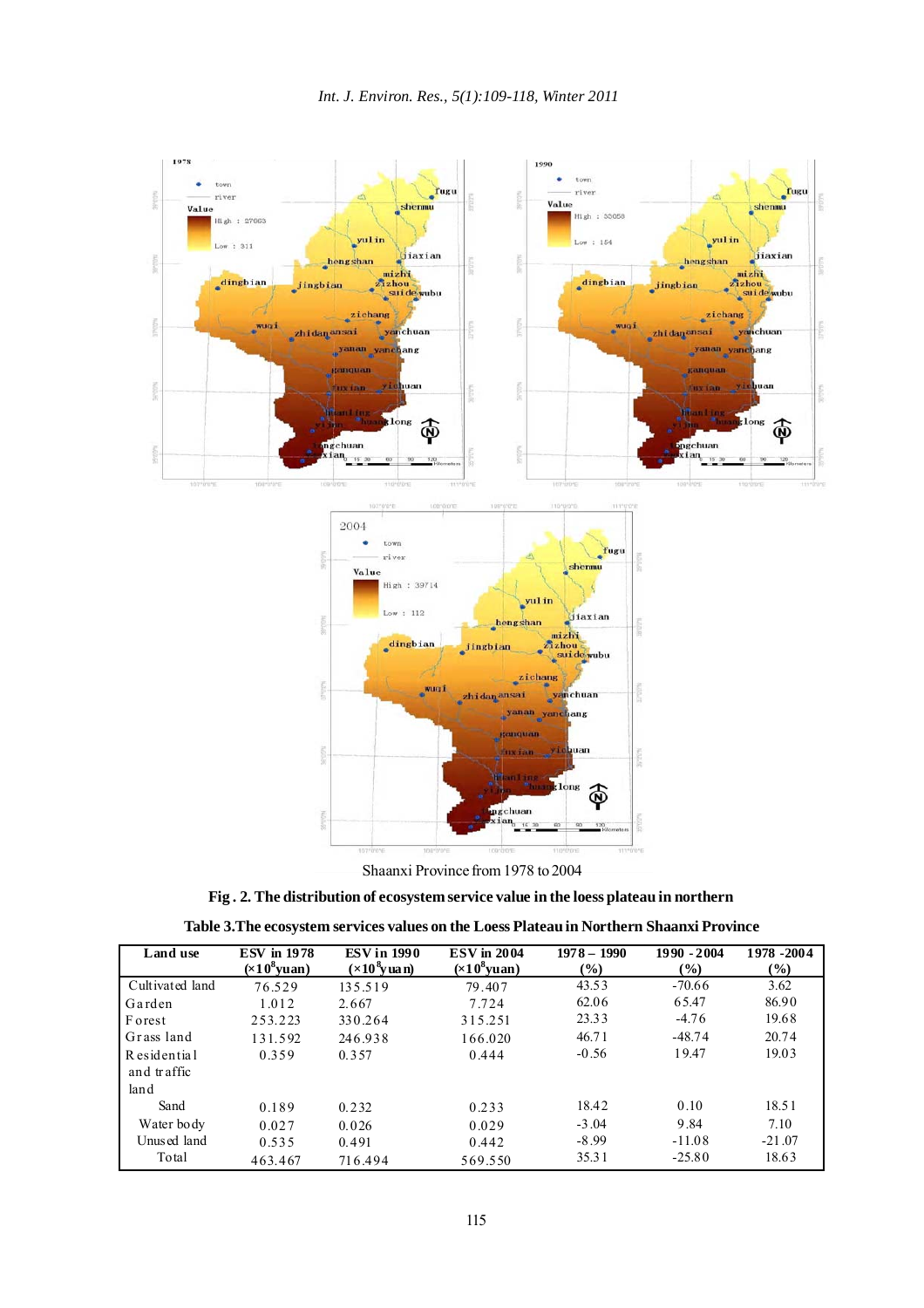Shaanxi Province from 1978 to 2004

**Fig . 2. The distribution of ecosystem service value in the loess plateau in northern**

**Table 3.The ecosystem services values on the Loess Plateau in Northern Shaanxi Province**

| Land use | ESV in 1978 ($\times 10^8$yuan) | ESV in 1990 ($\times 10^8$yuan) | ESV in 2004 ($\times 10^8$yuan) | 1978 – 1990 (%) | 1990 - 2004 (%) | 1978 - 2004 (%) |
|---|---|---|---|---|---|---|
| Cultivated land | 76.529 | 135.519 | 79.407 | 43.53 | -70.66 | 3.62 |
| Garden | 1.012 | 2.667 | 7.724 | 62.06 | 65.47 | 86.90 |
| Forest | 253.223 | 330.264 | 315.251 | 23.33 | -4.76 | 19.68 |
| Grass land | 131.592 | 246.938 | 166.020 | 46.71 | -48.74 | 20.74 |
| Residential and traffic land | 0.359 | 0.357 | 0.444 | -0.56 | 19.47 | 19.03 |
| Sand | 0.189 | 0.232 | 0.233 | 18.42 | 0.10 | 18.51 |
| Water body | 0.027 | 0.026 | 0.029 | -3.04 | 9.84 | 7.10 |
| Unused land | 0.535 | 0.491 | 0.442 | -8.99 | -11.08 | -21.07 |
| Total | 463.467 | 716.494 | 569.550 | 35.31 | -25.80 | 18.63 |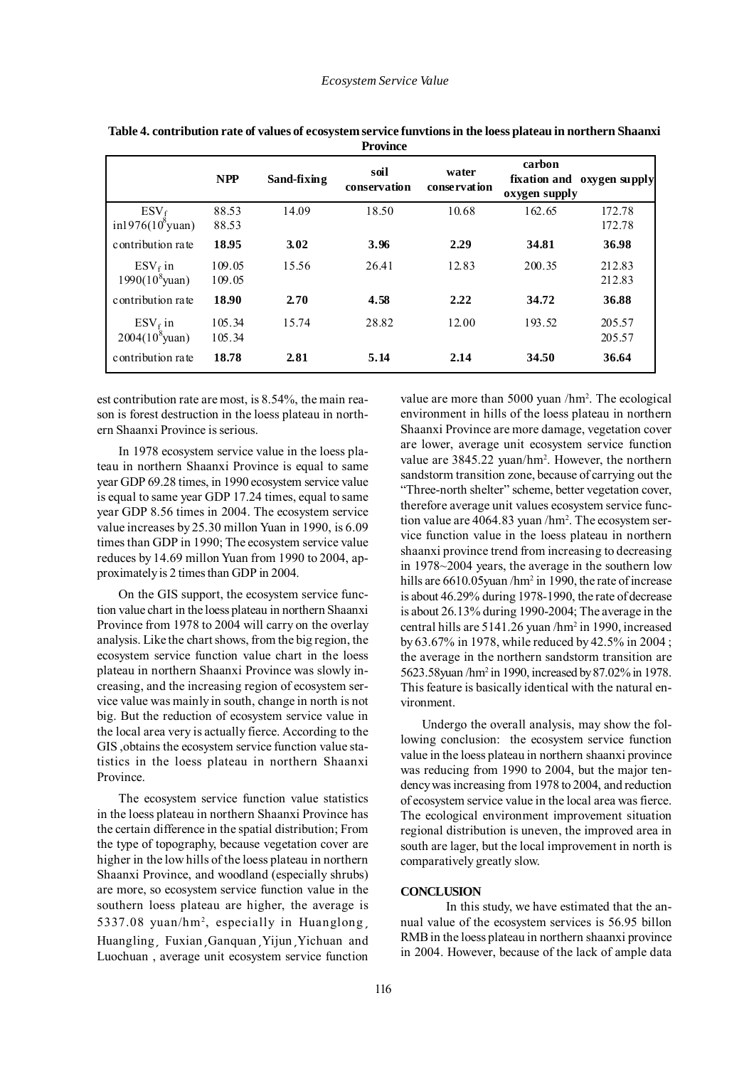**Table 4. contribution rate of values of ecosystem service funvtions in the loess plateau in northern Shaanxi Province**

| | NPP | Sand-fixing | soil conservation | water conservation | carbon fixation and oxygen supply | oxygen supply |
|---|---|---|---|---|---|---|
| $ESV_f$ in1976($10^8$yuan) | 88.53<br>88.53 | 14.09 | 18.50 | 10.68 | 162.65 | 172.78<br>172.78 |
| contribution rate | **18.95** | **3.02** | **3.96** | **2.29** | **34.81** | **36.98** |
| $ESV_f$ in 1990($10^8$yuan) | 109.05<br>109.05 | 15.56 | 26.41 | 12.83 | 200.35 | 212.83<br>212.83 |
| contribution rate | **18.90** | **2.70** | **4.58** | **2.22** | **34.72** | **36.88** |
| $ESV_f$ in 2004($10^8$yuan) | 105.34<br>105.34 | 15.74 | 28.82 | 12.00 | 193.52 | 205.57<br>205.57 |
| contribution rate | **18.78** | **2.81** | **5.14** | **2.14** | **34.50** | **36.64** |

est contribution rate are most, is 8.54%, the main reason is forest destruction in the loess plateau in northern Shaanxi Province is serious.

In 1978 ecosystem service value in the loess plateau in northern Shaanxi Province is equal to same year GDP 69.28 times, in 1990 ecosystem service value is equal to same year GDP 17.24 times, equal to same year GDP 8.56 times in 2004. The ecosystem service value increases by 25.30 millon Yuan in 1990, is 6.09 times than GDP in 1990; The ecosystem service value reduces by 14.69 millon Yuan from 1990 to 2004, approximately is 2 times than GDP in 2004.

On the GIS support, the ecosystem service function value chart in the loess plateau in northern Shaanxi Province from 1978 to 2004 will carry on the overlay analysis. Like the chart shows, from the big region, the ecosystem service function value chart in the loess plateau in northern Shaanxi Province was slowly increasing, and the increasing region of ecosystem service value was mainly in south, change in north is not big. But the reduction of ecosystem service value in the local area very is actually fierce. According to the GIS ,obtains the ecosystem service function value statistics in the loess plateau in northern Shaanxi Province.

The ecosystem service function value statistics in the loess plateau in northern Shaanxi Province has the certain difference in the spatial distribution; From the type of topography, because vegetation cover are higher in the low hills of the loess plateau in northern Shaanxi Province, and woodland (especially shrubs) are more, so ecosystem service function value in the southern loess plateau are higher, the average is 5337.08 yuan/hm², especially in Huanglong, Huangling, Fuxian,Ganquan,Yijun,Yichuan and Luochuan , average unit ecosystem service function value are more than 5000 yuan /hm². The ecological environment in hills of the loess plateau in northern Shaanxi Province are more damage, vegetation cover are lower, average unit ecosystem service function value are 3845.22 yuan/hm². However, the northern sandstorm transition zone, because of carrying out the "Three-north shelter" scheme, better vegetation cover, therefore average unit values ecosystem service function value are 4064.83 yuan /hm². The ecosystem service function value in the loess plateau in northern shaanxi province trend from increasing to decreasing in 1978~2004 years, the average in the southern low hills are 6610.05yuan /hm² in 1990, the rate of increase is about 46.29% during 1978-1990, the rate of decrease is about 26.13% during 1990-2004; The average in the central hills are 5141.26 yuan /hm² in 1990, increased by 63.67% in 1978, while reduced by 42.5% in 2004 ; the average in the northern sandstorm transition are 5623.58yuan /hm² in 1990, increased by 87.02% in 1978. This feature is basically identical with the natural environment.

Undergo the overall analysis, may show the following conclusion: the ecosystem service function value in the loess plateau in northern shaanxi province was reducing from 1990 to 2004, but the major tendency was increasing from 1978 to 2004, and reduction of ecosystem service value in the local area was fierce. The ecological environment improvement situation regional distribution is uneven, the improved area in south are lager, but the local improvement in north is comparatively greatly slow.

## CONCLUSION

In this study, we have estimated that the annual value of the ecosystem services is 56.95 billon RMB in the loess plateau in northern shaanxi province in 2004. However, because of the lack of ample data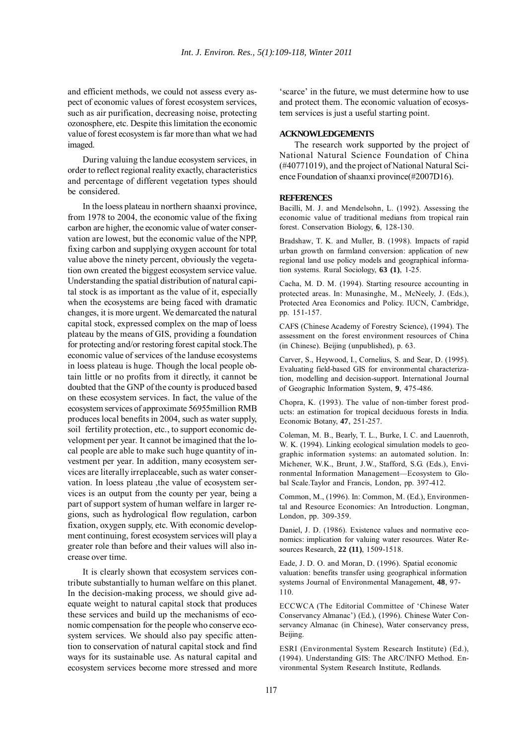and efficient methods, we could not assess every aspect of economic values of forest ecosystem services, such as air purification, decreasing noise, protecting ozonosphere, etc. Despite this limitation the economic value of forest ecosystem is far more than what we had imaged.

During valuing the landue ecosystem services, in order to reflect regional reality exactly, characteristics and percentage of different vegetation types should be considered.

In the loess plateau in northern shaanxi province, from 1978 to 2004, the economic value of the fixing carbon are higher, the economic value of water conservation are lowest, but the economic value of the NPP, fixing carbon and supplying oxygen account for total value above the ninety percent, obviously the vegetation own created the biggest ecosystem service value. Understanding the spatial distribution of natural capital stock is as important as the value of it, especially when the ecosystems are being faced with dramatic changes, it is more urgent. We demarcated the natural capital stock, expressed complex on the map of loess plateau by the means of GIS, providing a foundation for protecting and/or restoring forest capital stock.The economic value of services of the landuse ecosystems in loess plateau is huge. Though the local people obtain little or no profits from it directly, it cannot be doubted that the GNP of the county is produced based on these ecosystem services. In fact, the value of the ecosystem services of approximate 56955million RMB produces local benefits in 2004, such as water supply, soil fertility protection, etc., to support economic development per year. It cannot be imagined that the local people are able to make such huge quantity of investment per year. In addition, many ecosystem services are literally irreplaceable, such as water conservation. In loess plateau ,the value of ecosystem services is an output from the county per year, being a part of support system of human welfare in larger regions, such as hydrological flow regulation, carbon fixation, oxygen supply, etc. With economic development continuing, forest ecosystem services will play a greater role than before and their values will also increase over time.

It is clearly shown that ecosystem services contribute substantially to human welfare on this planet. In the decision-making process, we should give adequate weight to natural capital stock that produces these services and build up the mechanisms of economic compensation for the people who conserve ecosystem services. We should also pay specific attention to conservation of natural capital stock and find ways for its sustainable use. As natural capital and ecosystem services become more stressed and more 'scarce' in the future, we must determine how to use and protect them. The economic valuation of ecosystem services is just a useful starting point.

## ACKNOWLEDGEMENTS

The research work supported by the project of National Natural Science Foundation of China (#40771019), and the project of National Natural Science Foundation of shaanxi province(#2007D16).

## REFERENCES

Bacilli, M. J. and Mendelsohn, L. (1992). Assessing the economic value of traditional medians from tropical rain forest. Conservation Biology, **6**, 128-130.

Bradshaw, T. K. and Muller, B. (1998). Impacts of rapid urban growth on farmland conversion: application of new regional land use policy models and geographical information systems. Rural Sociology, **63 (1)**, 1-25.

Cacha, M. D. M. (1994). Starting resource accounting in protected areas. In: Munasinghe, M., McNeely, J. (Eds.), Protected Area Economics and Policy. IUCN, Cambridge, pp. 151-157.

CAFS (Chinese Academy of Forestry Science), (1994). The assessment on the forest environment resources of China (in Chinese). Beijing (unpublished), p. 63.

Carver, S., Heywood, I., Cornelius, S. and Sear, D. (1995). Evaluating field-based GIS for environmental characterization, modelling and decision-support. International Journal of Geographic Information System, **9**, 475-486.

Chopra, K. (1993). The value of non-timber forest products: an estimation for tropical deciduous forests in India. Economic Botany, **47**, 251-257.

Coleman, M. B., Bearly, T. L., Burke, I. C. and Lauenroth, W. K. (1994). Linking ecological simulation models to geographic information systems: an automated solution. In: Michener, W.K., Brunt, J.W., Stafford, S.G. (Eds.), Environmental Information Management—Ecosystem to Global Scale.Taylor and Francis, London, pp. 397-412.

Common, M., (1996). In: Common, M. (Ed.), Environmental and Resource Economics: An Introduction. Longman, London, pp. 309-359.

Daniel, J. D. (1986). Existence values and normative economics: implication for valuing water resources. Water Resources Research, **22 (11)**, 1509-1518.

Eade, J. D. O. and Moran, D. (1996). Spatial economic valuation: benefits transfer using geographical information systems Journal of Environmental Management, **48**, 97-110.

ECCWCA (The Editorial Committee of 'Chinese Water Conservancy Almanac') (Ed.), (1996). Chinese Water Conservancy Almanac (in Chinese), Water conservancy press, Beijing.

ESRI (Environmental System Research Institute) (Ed.), (1994). Understanding GIS: The ARC/INFO Method. Environmental System Research Institute, Redlands.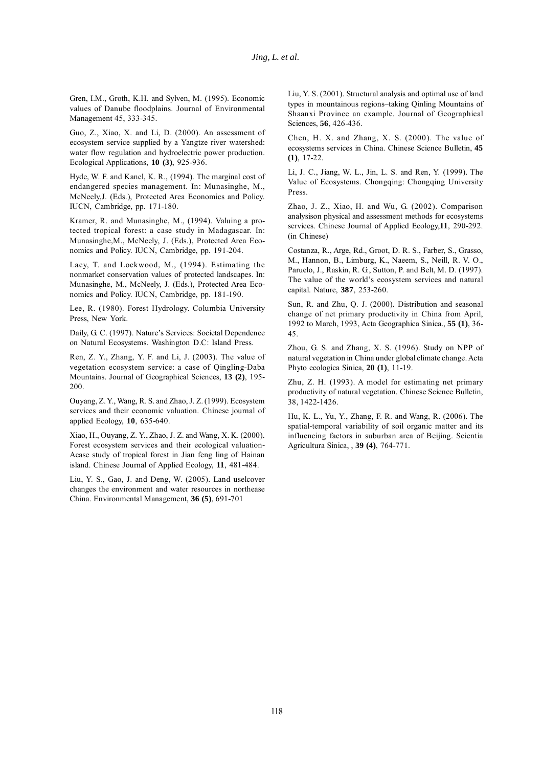Gren, I.M., Groth, K.H. and Sylven, M. (1995). Economic values of Danube floodplains. Journal of Environmental Management 45, 333-345.

Guo, Z., Xiao, X. and Li, D. (2000). An assessment of ecosystem service supplied by a Yangtze river watershed: water flow regulation and hydroelectric power production. Ecological Applications, **10 (3)**, 925-936.

Hyde, W. F. and Kanel, K. R., (1994). The marginal cost of endangered species management. In: Munasinghe, M., McNeely,J. (Eds.), Protected Area Economics and Policy. IUCN, Cambridge, pp. 171-180.

Kramer, R. and Munasinghe, M., (1994). Valuing a protected tropical forest: a case study in Madagascar. In: Munasinghe,M., McNeely, J. (Eds.), Protected Area Economics and Policy. IUCN, Cambridge, pp. 191-204.

Lacy, T. and Lockwood, M., (1994). Estimating the nonmarket conservation values of protected landscapes. In: Munasinghe, M., McNeely, J. (Eds.), Protected Area Economics and Policy. IUCN, Cambridge, pp. 181-190.

Lee, R. (1980). Forest Hydrology. Columbia University Press, New York.

Daily, G. C. (1997). Nature's Services: Societal Dependence on Natural Ecosystems. Washington D.C: Island Press.

Ren, Z. Y., Zhang, Y. F. and Li, J. (2003). The value of vegetation ecosystem service: a case of Qingling-Daba Mountains. Journal of Geographical Sciences, **13 (2)**, 195-200.

Ouyang, Z. Y., Wang, R. S. and Zhao, J. Z. (1999). Ecosystem services and their economic valuation. Chinese journal of applied Ecology, **10**, 635-640.

Xiao, H., Ouyang, Z. Y., Zhao, J. Z. and Wang, X. K. (2000). Forest ecosystem services and their ecological valuation-Acase study of tropical forest in Jian feng ling of Hainan island. Chinese Journal of Applied Ecology, **11**, 481-484.

Liu, Y. S., Gao, J. and Deng, W. (2005). Land uselcover changes the environment and water resources in northease China. Environmental Management, **36 (5)**, 691-701

Liu, Y. S. (2001). Structural analysis and optimal use of land types in mountainous regions–taking Qinling Mountains of Shaanxi Province an example. Journal of Geographical Sciences, **56**, 426-436.

Chen, H. X. and Zhang, X. S. (2000). The value of ecosystems services in China. Chinese Science Bulletin, **45 (1)**, 17-22.

Li, J. C., Jiang, W. L., Jin, L. S. and Ren, Y. (1999). The Value of Ecosystems. Chongqing: Chongqing University Press.

Zhao, J. Z., Xiao, H. and Wu, G. (2002). Comparison analysison physical and assessment methods for ecosystems services. Chinese Journal of Applied Ecology,**11**, 290-292. (in Chinese)

Costanza, R., Arge, Rd., Groot, D. R. S., Farber, S., Grasso, M., Hannon, B., Limburg, K., Naeem, S., Neill, R. V. O., Paruelo, J., Raskin, R. G., Sutton, P. and Belt, M. D. (1997). The value of the world's ecosystem services and natural capital. Nature, **387**, 253-260.

Sun, R. and Zhu, Q. J. (2000). Distribution and seasonal change of net primary productivity in China from April, 1992 to March, 1993, Acta Geographica Sinica., **55 (1)**, 36-45.

Zhou, G. S. and Zhang, X. S. (1996). Study on NPP of natural vegetation in China under global climate change. Acta Phyto ecologica Sinica, **20 (1)**, 11-19.

Zhu, Z. H. (1993). A model for estimating net primary productivity of natural vegetation. Chinese Science Bulletin, 38, 1422-1426.

Hu, K. L., Yu, Y., Zhang, F. R. and Wang, R. (2006). The spatial-temporal variability of soil organic matter and its influencing factors in suburban area of Beijing. Scientia Agricultura Sinica, , **39 (4)**, 764-771.